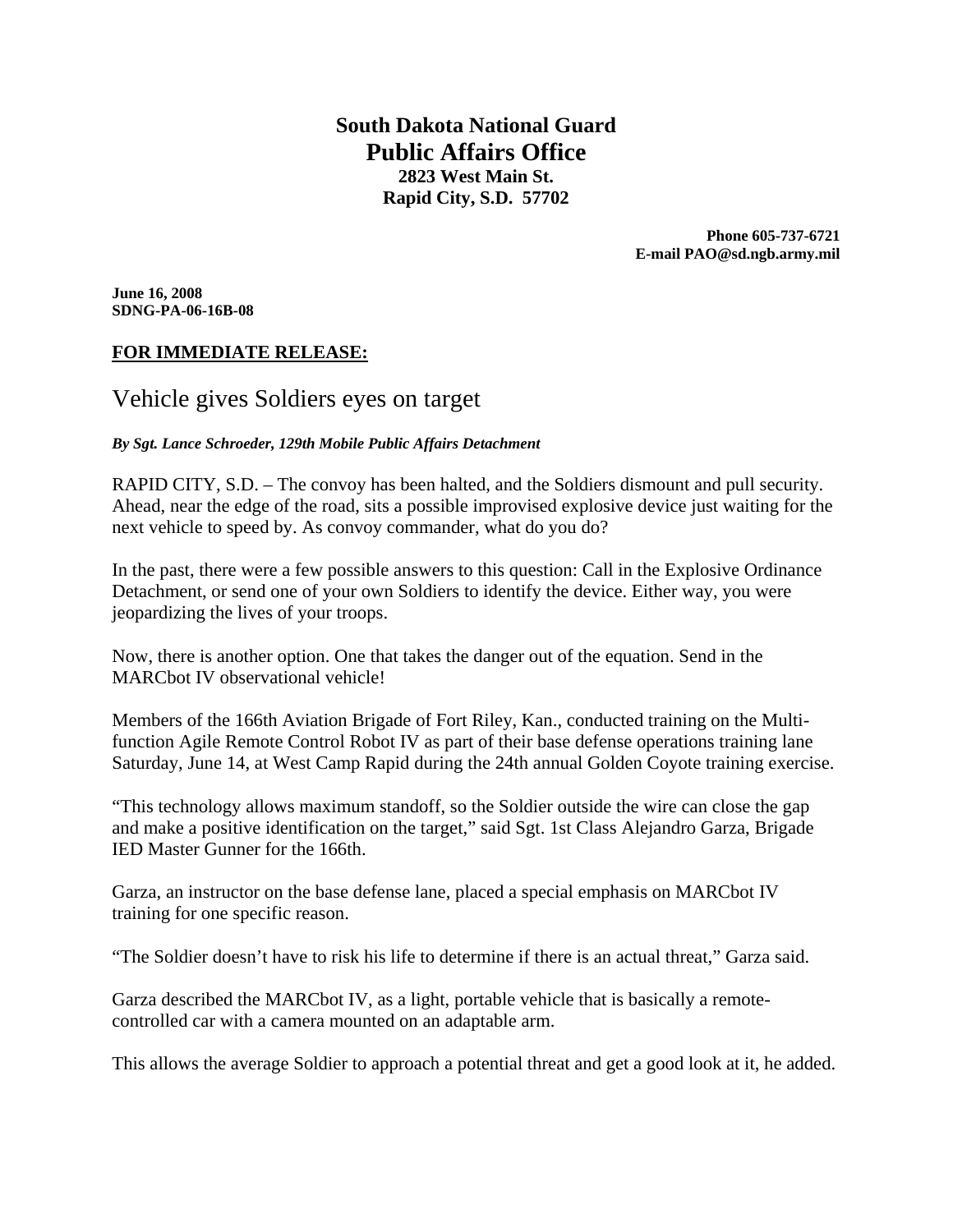**South Dakota National Guard**
# Public Affairs Office
**2823 West Main St.**
**Rapid City, S.D. 57702**

**Phone 605-737-6721**
**E-mail PAO@sd.ngb.army.mil**

**June 16, 2008**
**SDNG-PA-06-16B-08**

**FOR IMMEDIATE RELEASE:**

## Vehicle gives Soldiers eyes on target

***By Sgt. Lance Schroeder, 129th Mobile Public Affairs Detachment***

RAPID CITY, S.D. – The convoy has been halted, and the Soldiers dismount and pull security. Ahead, near the edge of the road, sits a possible improvised explosive device just waiting for the next vehicle to speed by. As convoy commander, what do you do?

In the past, there were a few possible answers to this question: Call in the Explosive Ordinance Detachment, or send one of your own Soldiers to identify the device. Either way, you were jeopardizing the lives of your troops.

Now, there is another option. One that takes the danger out of the equation. Send in the MARCbot IV observational vehicle!

Members of the 166th Aviation Brigade of Fort Riley, Kan., conducted training on the Multi-function Agile Remote Control Robot IV as part of their base defense operations training lane Saturday, June 14, at West Camp Rapid during the 24th annual Golden Coyote training exercise.

"This technology allows maximum standoff, so the Soldier outside the wire can close the gap and make a positive identification on the target," said Sgt. 1st Class Alejandro Garza, Brigade IED Master Gunner for the 166th.

Garza, an instructor on the base defense lane, placed a special emphasis on MARCbot IV training for one specific reason.

"The Soldier doesn't have to risk his life to determine if there is an actual threat," Garza said.

Garza described the MARCbot IV, as a light, portable vehicle that is basically a remote-controlled car with a camera mounted on an adaptable arm.

This allows the average Soldier to approach a potential threat and get a good look at it, he added.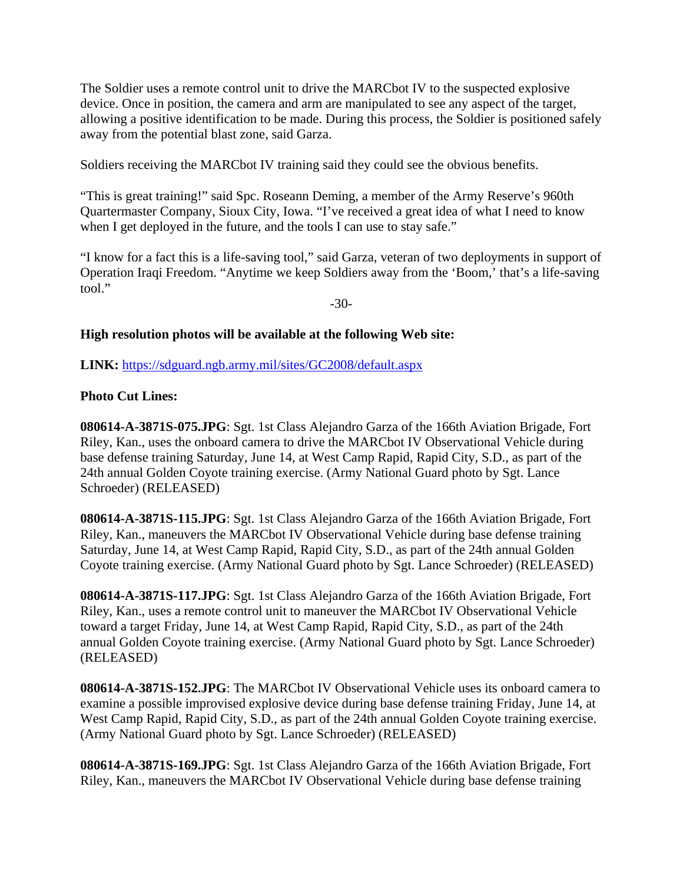The Soldier uses a remote control unit to drive the MARCbot IV to the suspected explosive device. Once in position, the camera and arm are manipulated to see any aspect of the target, allowing a positive identification to be made. During this process, the Soldier is positioned safely away from the potential blast zone, said Garza.

Soldiers receiving the MARCbot IV training said they could see the obvious benefits.

“This is great training!” said Spc. Roseann Deming, a member of the Army Reserve’s 960th Quartermaster Company, Sioux City, Iowa. “I’ve received a great idea of what I need to know when I get deployed in the future, and the tools I can use to stay safe.”

“I know for a fact this is a life-saving tool,” said Garza, veteran of two deployments in support of Operation Iraqi Freedom. “Anytime we keep Soldiers away from the ‘Boom,’ that’s a life-saving tool.”

-30-

**High resolution photos will be available at the following Web site:**

**LINK:** https://sdguard.ngb.army.mil/sites/GC2008/default.aspx

**Photo Cut Lines:**

**080614-A-3871S-075.JPG**: Sgt. 1st Class Alejandro Garza of the 166th Aviation Brigade, Fort Riley, Kan., uses the onboard camera to drive the MARCbot IV Observational Vehicle during base defense training Saturday, June 14, at West Camp Rapid, Rapid City, S.D., as part of the 24th annual Golden Coyote training exercise. (Army National Guard photo by Sgt. Lance Schroeder) (RELEASED)

**080614-A-3871S-115.JPG**: Sgt. 1st Class Alejandro Garza of the 166th Aviation Brigade, Fort Riley, Kan., maneuvers the MARCbot IV Observational Vehicle during base defense training Saturday, June 14, at West Camp Rapid, Rapid City, S.D., as part of the 24th annual Golden Coyote training exercise. (Army National Guard photo by Sgt. Lance Schroeder) (RELEASED)

**080614-A-3871S-117.JPG**: Sgt. 1st Class Alejandro Garza of the 166th Aviation Brigade, Fort Riley, Kan., uses a remote control unit to maneuver the MARCbot IV Observational Vehicle toward a target Friday, June 14, at West Camp Rapid, Rapid City, S.D., as part of the 24th annual Golden Coyote training exercise. (Army National Guard photo by Sgt. Lance Schroeder) (RELEASED)

**080614-A-3871S-152.JPG**: The MARCbot IV Observational Vehicle uses its onboard camera to examine a possible improvised explosive device during base defense training Friday, June 14, at West Camp Rapid, Rapid City, S.D., as part of the 24th annual Golden Coyote training exercise. (Army National Guard photo by Sgt. Lance Schroeder) (RELEASED)

**080614-A-3871S-169.JPG**: Sgt. 1st Class Alejandro Garza of the 166th Aviation Brigade, Fort Riley, Kan., maneuvers the MARCbot IV Observational Vehicle during base defense training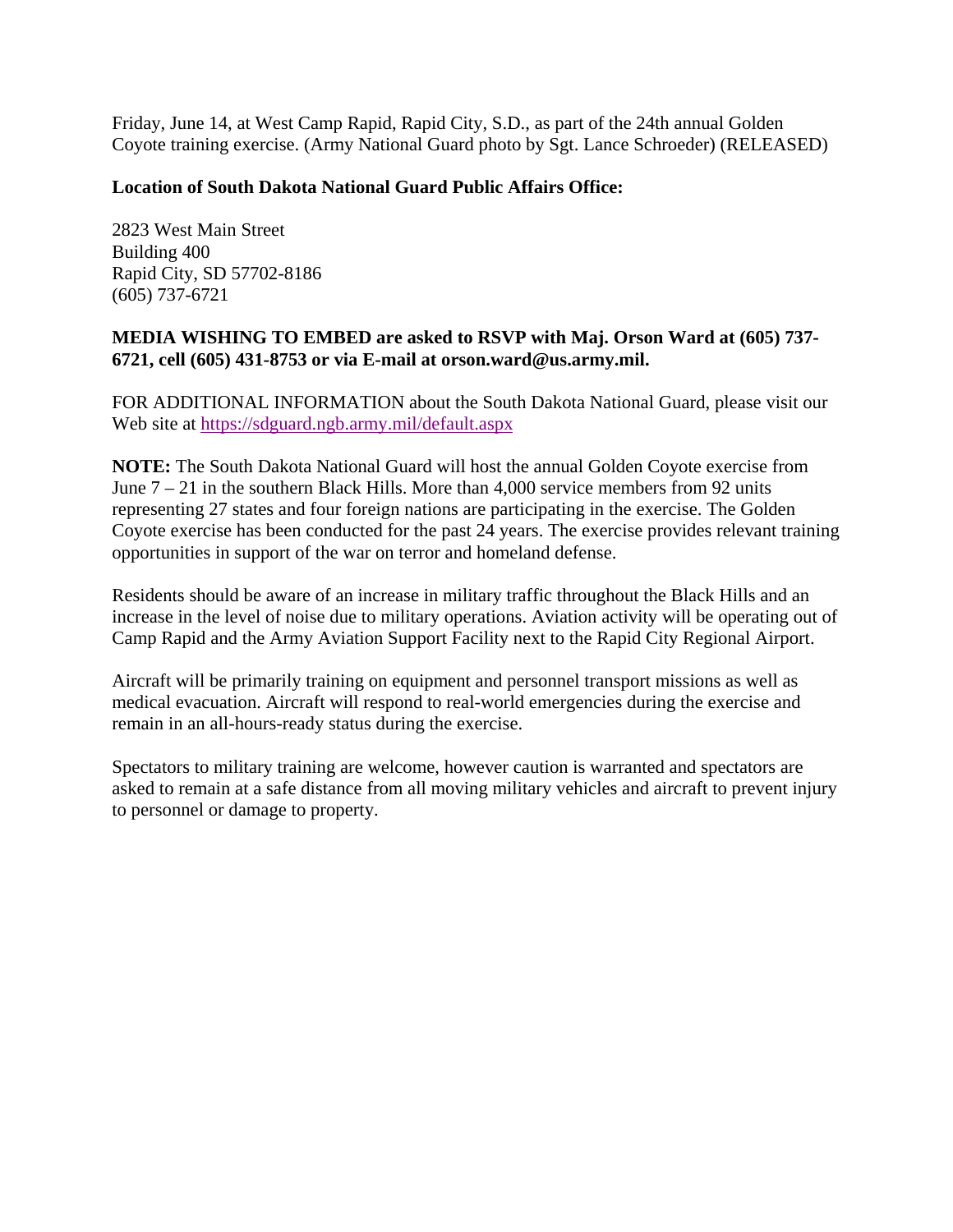Friday, June 14, at West Camp Rapid, Rapid City, S.D., as part of the 24th annual Golden Coyote training exercise. (Army National Guard photo by Sgt. Lance Schroeder) (RELEASED)

**Location of South Dakota National Guard Public Affairs Office:**

2823 West Main Street
Building 400
Rapid City, SD 57702-8186
(605) 737-6721

**MEDIA WISHING TO EMBED are asked to RSVP with Maj. Orson Ward at (605) 737-6721, cell (605) 431-8753 or via E-mail at orson.ward@us.army.mil.**

FOR ADDITIONAL INFORMATION about the South Dakota National Guard, please visit our Web site at https://sdguard.ngb.army.mil/default.aspx

**NOTE:** The South Dakota National Guard will host the annual Golden Coyote exercise from June 7 – 21 in the southern Black Hills. More than 4,000 service members from 92 units representing 27 states and four foreign nations are participating in the exercise. The Golden Coyote exercise has been conducted for the past 24 years. The exercise provides relevant training opportunities in support of the war on terror and homeland defense.

Residents should be aware of an increase in military traffic throughout the Black Hills and an increase in the level of noise due to military operations. Aviation activity will be operating out of Camp Rapid and the Army Aviation Support Facility next to the Rapid City Regional Airport.

Aircraft will be primarily training on equipment and personnel transport missions as well as medical evacuation. Aircraft will respond to real-world emergencies during the exercise and remain in an all-hours-ready status during the exercise.

Spectators to military training are welcome, however caution is warranted and spectators are asked to remain at a safe distance from all moving military vehicles and aircraft to prevent injury to personnel or damage to property.